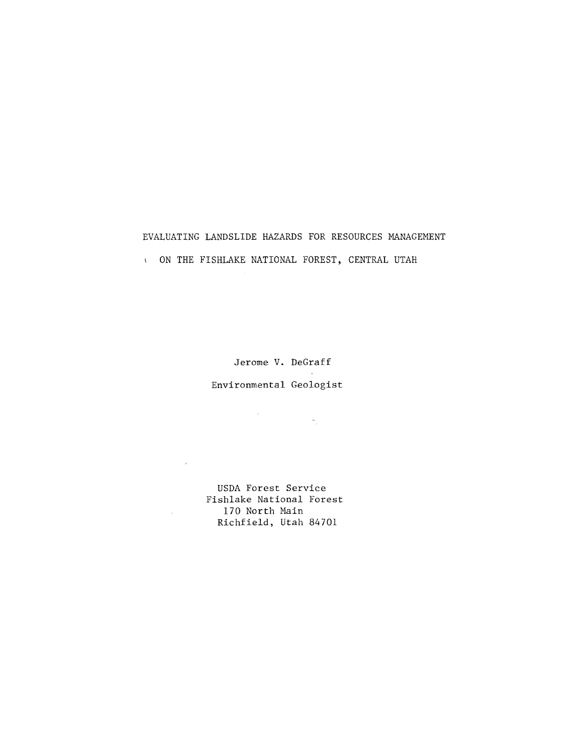# EVALUATING LANDSLIDE HAZARDS FOR RESOURCES MANAGEMENT ON THE FISHLAKE NATIONAL FOREST, CENTRAL UTAH

Jerome V. DeGraff

Environmental Geologist

USDA Forest Service
Fishlake National Forest
170 North Main
Richfield, Utah 84701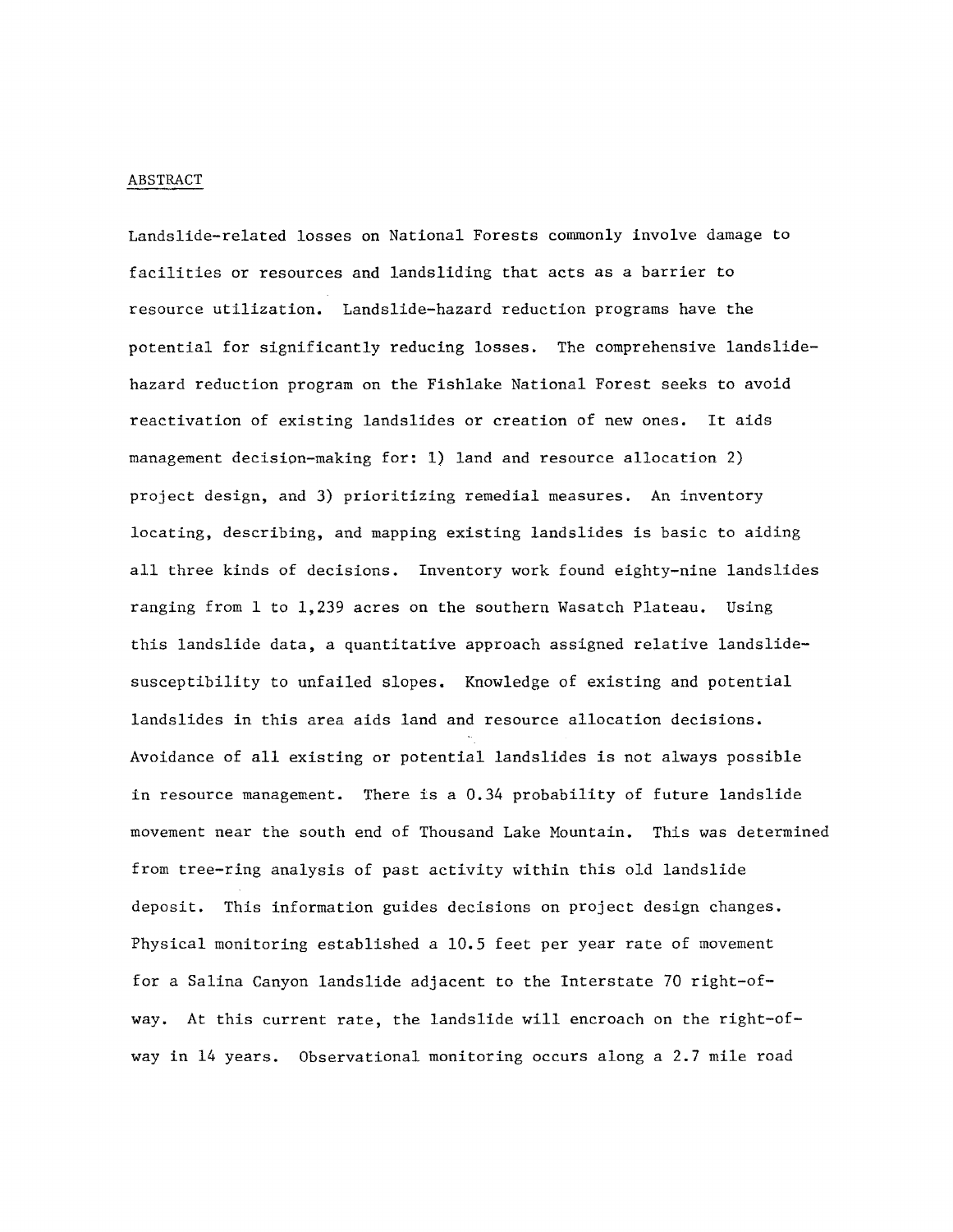## ABSTRACT

Landslide-related losses on National Forests commonly involve damage to facilities or resources and landsliding that acts as a barrier to resource utilization. Landslide-hazard reduction programs have the potential for significantly reducing losses. The comprehensive landslide-hazard reduction program on the Fishlake National Forest seeks to avoid reactivation of existing landslides or creation of new ones. It aids management decision-making for: 1) land and resource allocation 2) project design, and 3) prioritizing remedial measures. An inventory locating, describing, and mapping existing landslides is basic to aiding all three kinds of decisions. Inventory work found eighty-nine landslides ranging from 1 to 1,239 acres on the southern Wasatch Plateau. Using this landslide data, a quantitative approach assigned relative landslide-susceptibility to unfailed slopes. Knowledge of existing and potential landslides in this area aids land and resource allocation decisions. Avoidance of all existing or potential landslides is not always possible in resource management. There is a 0.34 probability of future landslide movement near the south end of Thousand Lake Mountain. This was determined from tree-ring analysis of past activity within this old landslide deposit. This information guides decisions on project design changes. Physical monitoring established a 10.5 feet per year rate of movement for a Salina Canyon landslide adjacent to the Interstate 70 right-of-way. At this current rate, the landslide will encroach on the right-of-way in 14 years. Observational monitoring occurs along a 2.7 mile road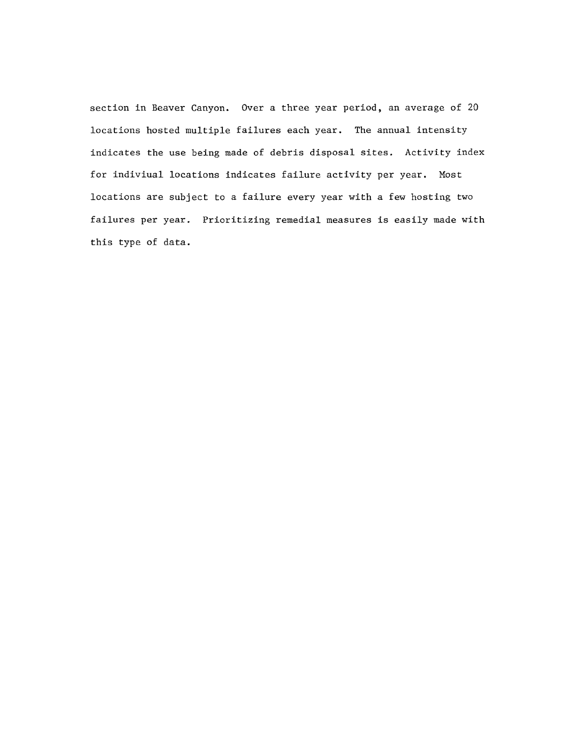section in Beaver Canyon. Over a three year period, an average of 20 locations hosted multiple failures each year. The annual intensity indicates the use being made of debris disposal sites. Activity index for indiviual locations indicates failure activity per year. Most locations are subject to a failure every year with a few hosting two failures per year. Prioritizing remedial measures is easily made with this type of data.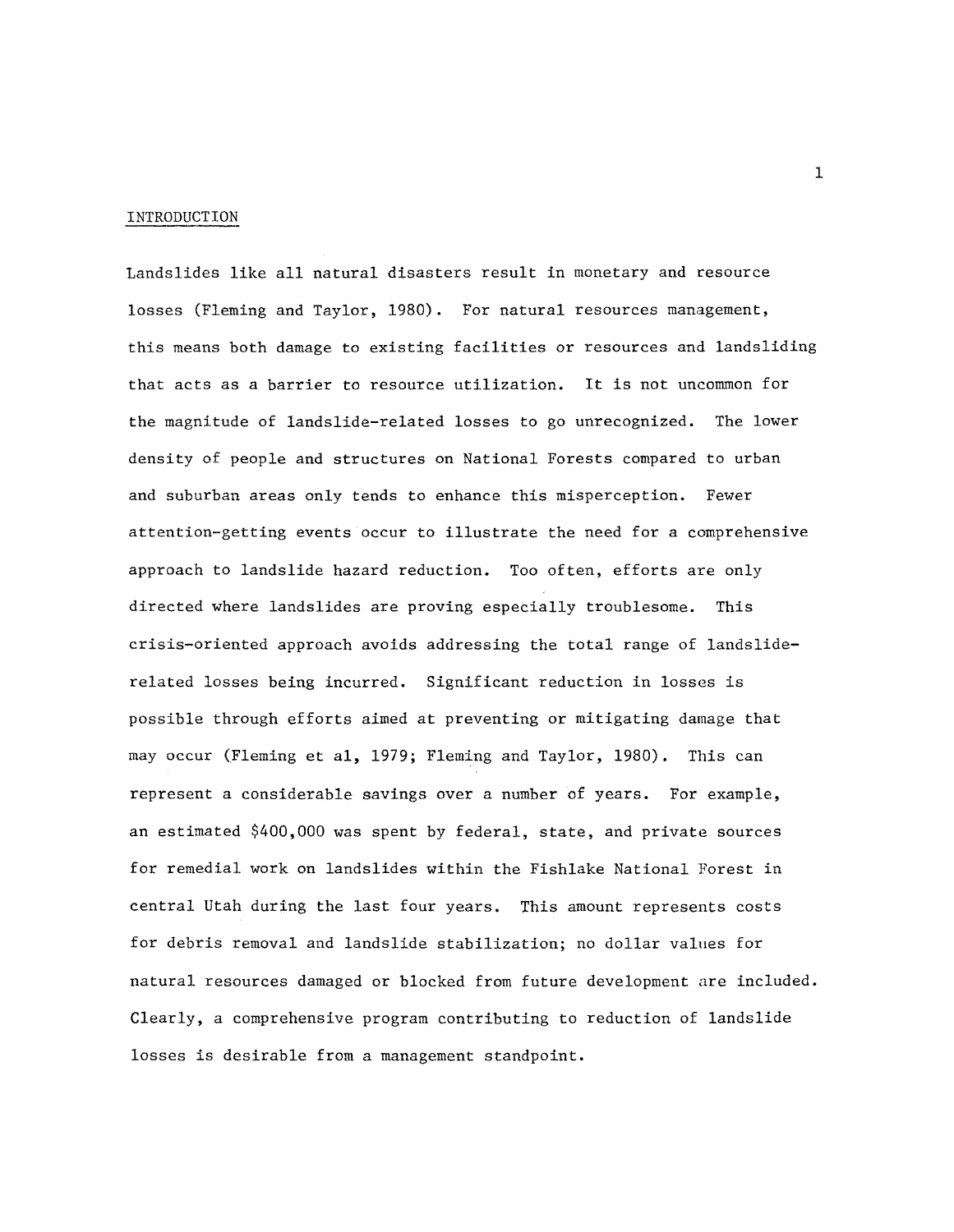## INTRODUCTION

Landslides like all natural disasters result in monetary and resource losses (Fleming and Taylor, 1980). For natural resources management, this means both damage to existing facilities or resources and landsliding that acts as a barrier to resource utilization. It is not uncommon for the magnitude of landslide-related losses to go unrecognized. The lower density of people and structures on National Forests compared to urban and suburban areas only tends to enhance this misperception. Fewer attention-getting events occur to illustrate the need for a comprehensive approach to landslide hazard reduction. Too often, efforts are only directed where landslides are proving especially troublesome. This crisis-oriented approach avoids addressing the total range of landslide-related losses being incurred. Significant reduction in losses is possible through efforts aimed at preventing or mitigating damage that may occur (Fleming et al, 1979; Fleming and Taylor, 1980). This can represent a considerable savings over a number of years. For example, an estimated $400,000 was spent by federal, state, and private sources for remedial work on landslides within the Fishlake National Forest in central Utah during the last four years. This amount represents costs for debris removal and landslide stabilization; no dollar values for natural resources damaged or blocked from future development are included. Clearly, a comprehensive program contributing to reduction of landslide losses is desirable from a management standpoint.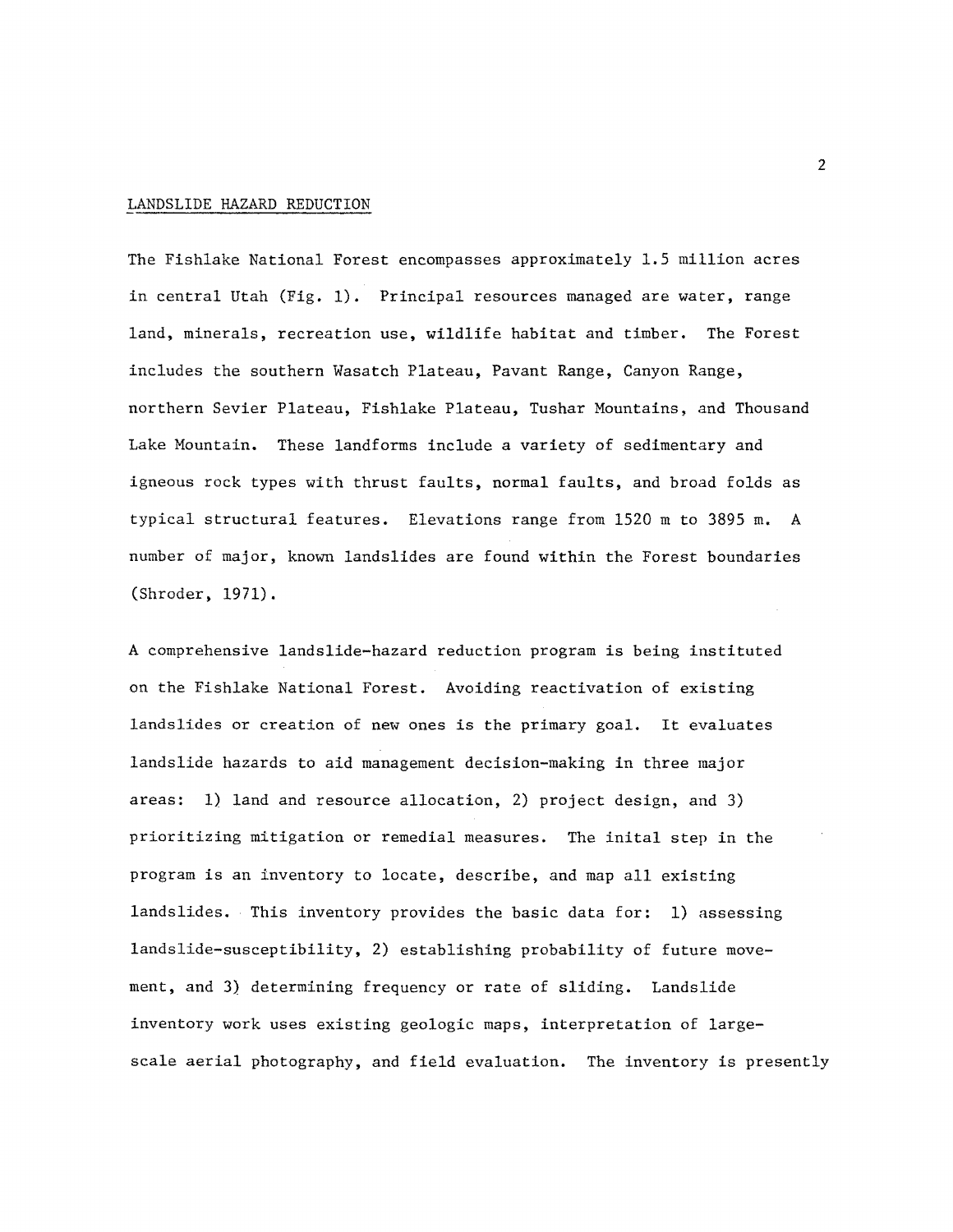## LANDSLIDE HAZARD REDUCTION

The Fishlake National Forest encompasses approximately 1.5 million acres in central Utah (Fig. 1). Principal resources managed are water, range land, minerals, recreation use, wildlife habitat and timber. The Forest includes the southern Wasatch Plateau, Pavant Range, Canyon Range, northern Sevier Plateau, Fishlake Plateau, Tushar Mountains, and Thousand Lake Mountain. These landforms include a variety of sedimentary and igneous rock types with thrust faults, normal faults, and broad folds as typical structural features. Elevations range from 1520 m to 3895 m. A number of major, known landslides are found within the Forest boundaries (Shroder, 1971).

A comprehensive landslide-hazard reduction program is being instituted on the Fishlake National Forest. Avoiding reactivation of existing landslides or creation of new ones is the primary goal. It evaluates landslide hazards to aid management decision-making in three major areas: 1) land and resource allocation, 2) project design, and 3) prioritizing mitigation or remedial measures. The inital step in the program is an inventory to locate, describe, and map all existing landslides. This inventory provides the basic data for: 1) assessing landslide-susceptibility, 2) establishing probability of future movement, and 3) determining frequency or rate of sliding. Landslide inventory work uses existing geologic maps, interpretation of large-scale aerial photography, and field evaluation. The inventory is presently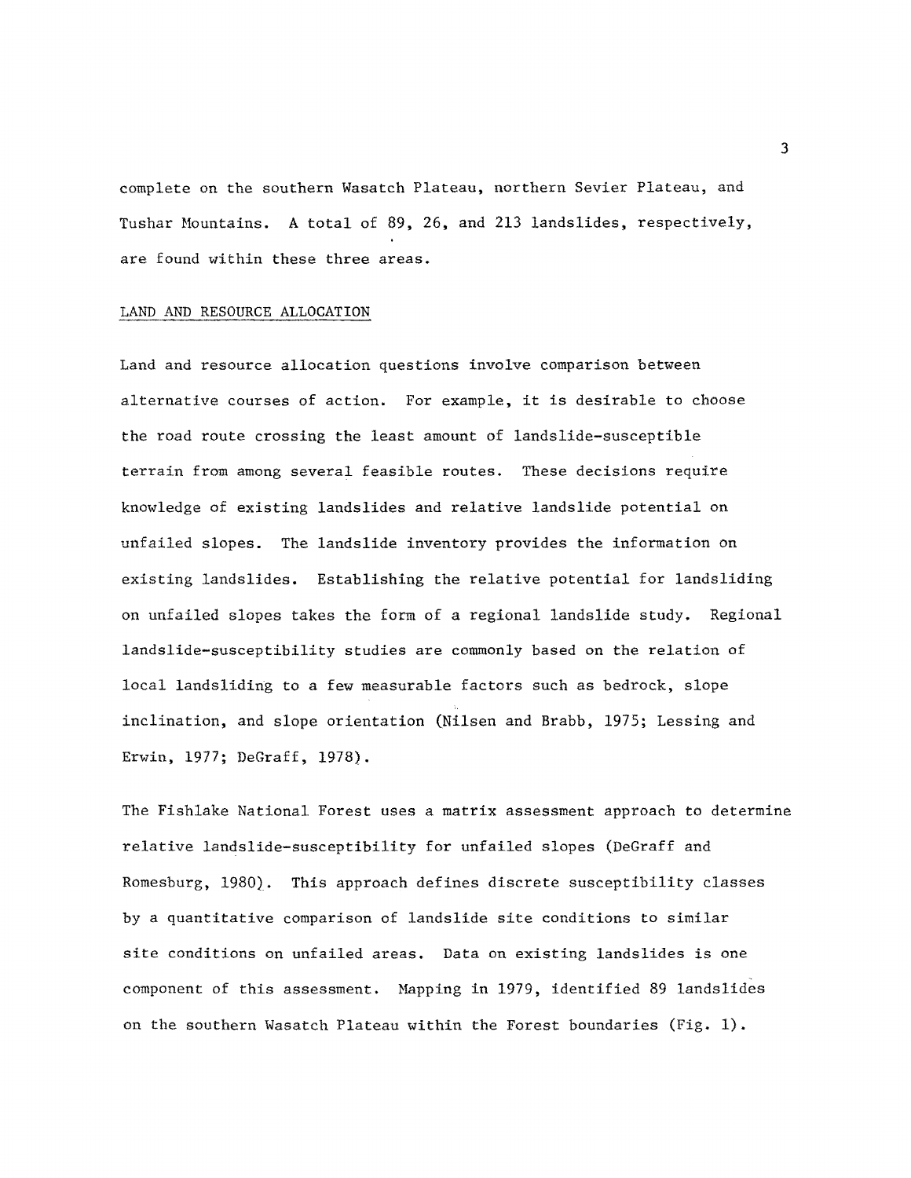complete on the southern Wasatch Plateau, northern Sevier Plateau, and Tushar Mountains. A total of 89, 26, and 213 landslides, respectively, are found within these three areas.

## LAND AND RESOURCE ALLOCATION

Land and resource allocation questions involve comparison between alternative courses of action. For example, it is desirable to choose the road route crossing the least amount of landslide-susceptible terrain from among several feasible routes. These decisions require knowledge of existing landslides and relative landslide potential on unfailed slopes. The landslide inventory provides the information on existing landslides. Establishing the relative potential for landsliding on unfailed slopes takes the form of a regional landslide study. Regional landslide-susceptibility studies are commonly based on the relation of local landsliding to a few measurable factors such as bedrock, slope inclination, and slope orientation (Nilsen and Brabb, 1975; Lessing and Erwin, 1977; DeGraff, 1978).

The Fishlake National Forest uses a matrix assessment approach to determine relative landslide-susceptibility for unfailed slopes (DeGraff and Romesburg, 1980). This approach defines discrete susceptibility classes by a quantitative comparison of landslide site conditions to similar site conditions on unfailed areas. Data on existing landslides is one component of this assessment. Mapping in 1979, identified 89 landslides on the southern Wasatch Plateau within the Forest boundaries (Fig. 1).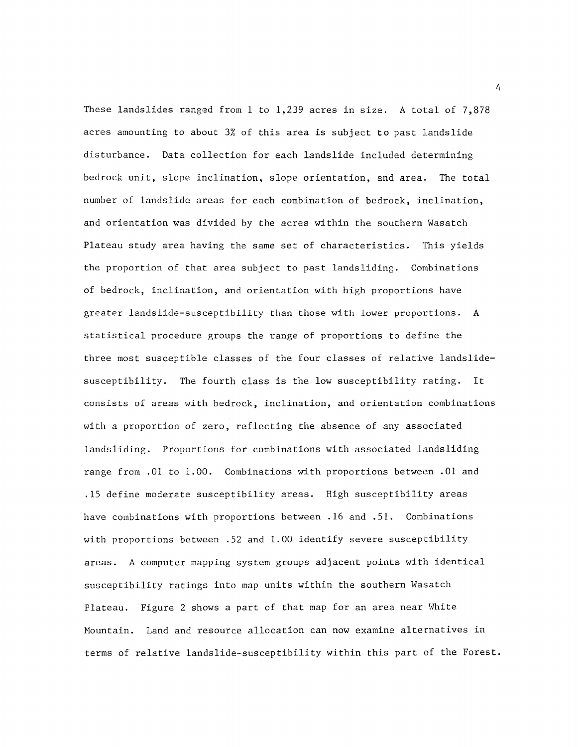These landslides ranged from 1 to 1,239 acres in size. A total of 7,878 acres amounting to about 3% of this area is subject to past landslide disturbance. Data collection for each landslide included determining bedrock unit, slope inclination, slope orientation, and area. The total number of landslide areas for each combination of bedrock, inclination, and orientation was divided by the acres within the southern Wasatch Plateau study area having the same set of characteristics. This yields the proportion of that area subject to past landsliding. Combinations of bedrock, inclination, and orientation with high proportions have greater landslide-susceptibility than those with lower proportions. A statistical procedure groups the range of proportions to define the three most susceptible classes of the four classes of relative landslide-susceptibility. The fourth class is the low susceptibility rating. It consists of areas with bedrock, inclination, and orientation combinations with a proportion of zero, reflecting the absence of any associated landsliding. Proportions for combinations with associated landsliding range from .01 to 1.00. Combinations with proportions between .01 and .15 define moderate susceptibility areas. High susceptibility areas have combinations with proportions between .16 and .51. Combinations with proportions between .52 and 1.00 identify severe susceptibility areas. A computer mapping system groups adjacent points with identical susceptibility ratings into map units within the southern Wasatch Plateau. Figure 2 shows a part of that map for an area near White Mountain. Land and resource allocation can now examine alternatives in terms of relative landslide-susceptibility within this part of the Forest.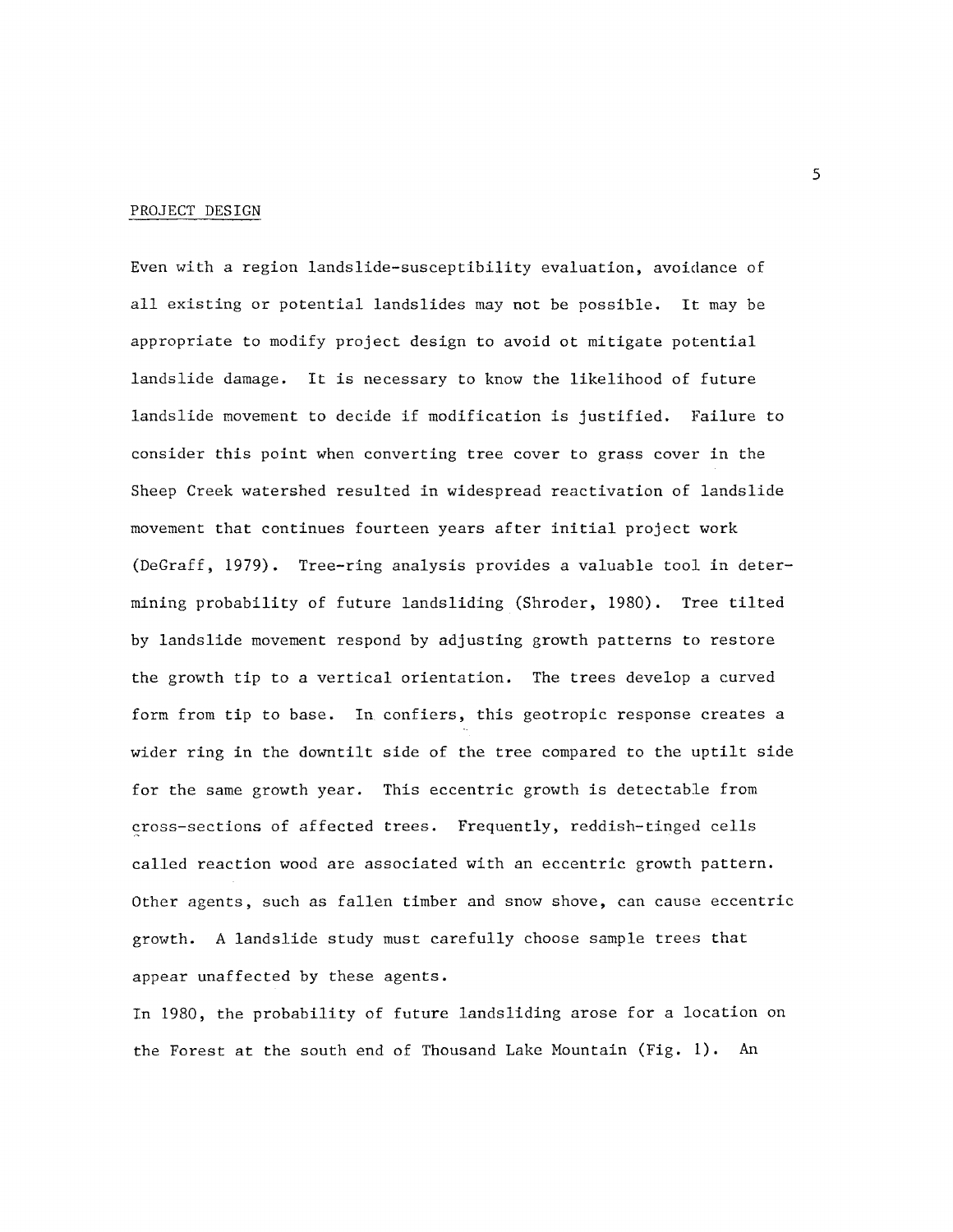PROJECT DESIGN

Even with a region landslide-susceptibility evaluation, avoidance of all existing or potential landslides may not be possible. It may be appropriate to modify project design to avoid ot mitigate potential landslide damage. It is necessary to know the likelihood of future landslide movement to decide if modification is justified. Failure to consider this point when converting tree cover to grass cover in the Sheep Creek watershed resulted in widespread reactivation of landslide movement that continues fourteen years after initial project work (DeGraff, 1979). Tree-ring analysis provides a valuable tool in determining probability of future landsliding (Shroder, 1980). Tree tilted by landslide movement respond by adjusting growth patterns to restore the growth tip to a vertical orientation. The trees develop a curved form from tip to base. In confiers, this geotropic response creates a wider ring in the downtilt side of the tree compared to the uptilt side for the same growth year. This eccentric growth is detectable from cross-sections of affected trees. Frequently, reddish-tinged cells called reaction wood are associated with an eccentric growth pattern. Other agents, such as fallen timber and snow shove, can cause eccentric growth. A landslide study must carefully choose sample trees that appear unaffected by these agents.

In 1980, the probability of future landsliding arose for a location on the Forest at the south end of Thousand Lake Mountain (Fig. 1). An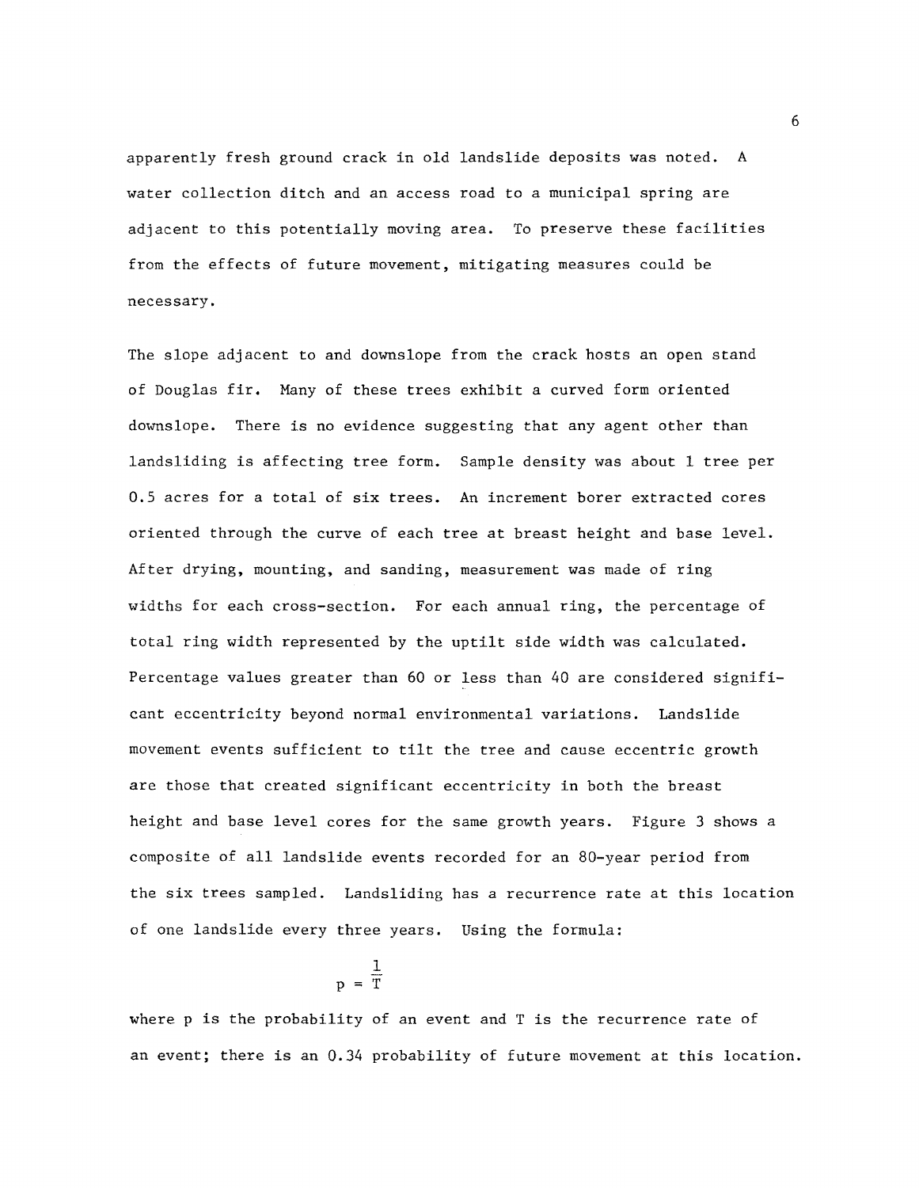apparently fresh ground crack in old landslide deposits was noted. A water collection ditch and an access road to a municipal spring are adjacent to this potentially moving area. To preserve these facilities from the effects of future movement, mitigating measures could be necessary.

The slope adjacent to and downslope from the crack hosts an open stand of Douglas fir. Many of these trees exhibit a curved form oriented downslope. There is no evidence suggesting that any agent other than landsliding is affecting tree form. Sample density was about 1 tree per 0.5 acres for a total of six trees. An increment borer extracted cores oriented through the curve of each tree at breast height and base level. After drying, mounting, and sanding, measurement was made of ring widths for each cross-section. For each annual ring, the percentage of total ring width represented by the uptilt side width was calculated. Percentage values greater than 60 or less than 40 are considered significant eccentricity beyond normal environmental variations. Landslide movement events sufficient to tilt the tree and cause eccentric growth are those that created significant eccentricity in both the breast height and base level cores for the same growth years. Figure 3 shows a composite of all landslide events recorded for an 80-year period from the six trees sampled. Landsliding has a recurrence rate at this location of one landslide every three years. Using the formula:

$$p = \frac{1}{T}$$

where p is the probability of an event and T is the recurrence rate of an event; there is an 0.34 probability of future movement at this location.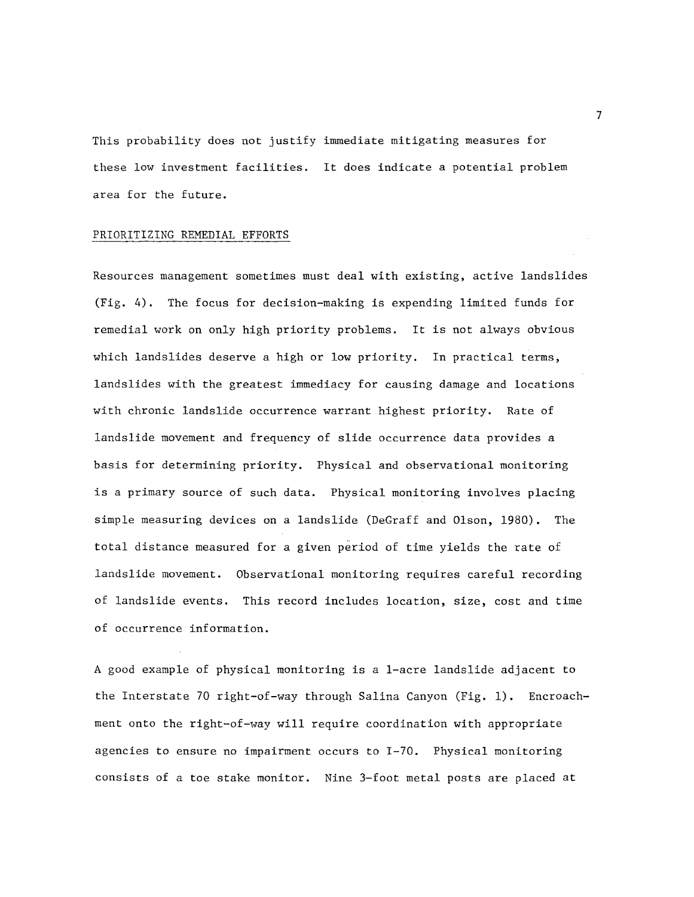This probability does not justify immediate mitigating measures for these low investment facilities. It does indicate a potential problem area for the future.

## PRIORITIZING REMEDIAL EFFORTS

Resources management sometimes must deal with existing, active landslides (Fig. 4). The focus for decision-making is expending limited funds for remedial work on only high priority problems. It is not always obvious which landslides deserve a high or low priority. In practical terms, landslides with the greatest immediacy for causing damage and locations with chronic landslide occurrence warrant highest priority. Rate of landslide movement and frequency of slide occurrence data provides a basis for determining priority. Physical and observational monitoring is a primary source of such data. Physical monitoring involves placing simple measuring devices on a landslide (DeGraff and Olson, 1980). The total distance measured for a given period of time yields the rate of landslide movement. Observational monitoring requires careful recording of landslide events. This record includes location, size, cost and time of occurrence information.

A good example of physical monitoring is a 1-acre landslide adjacent to the Interstate 70 right-of-way through Salina Canyon (Fig. 1). Encroachment onto the right-of-way will require coordination with appropriate agencies to ensure no impairment occurs to I-70. Physical monitoring consists of a toe stake monitor. Nine 3-foot metal posts are placed at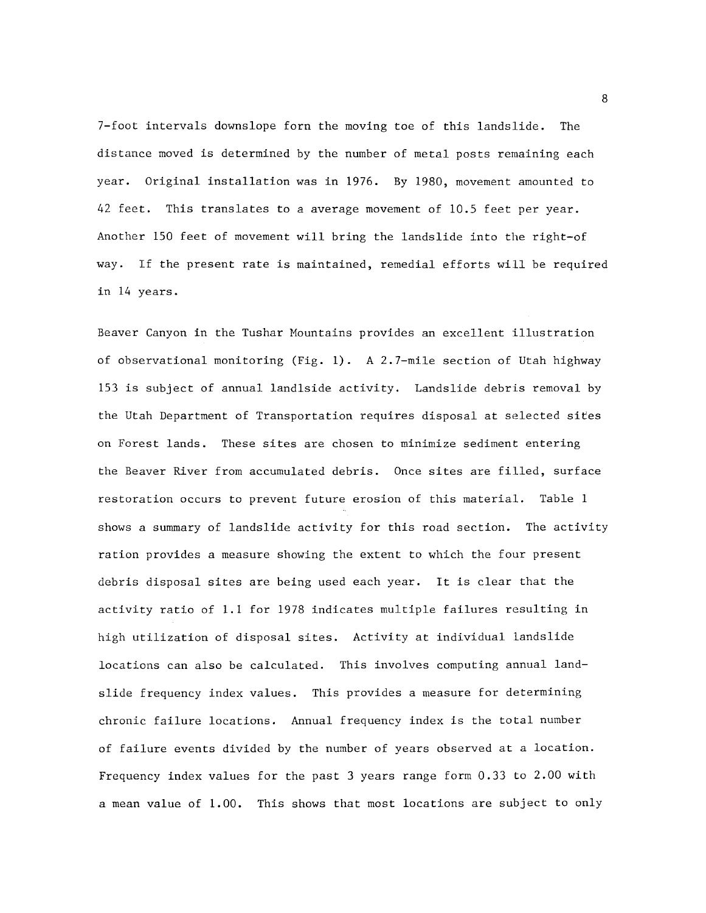7-foot intervals downslope forn the moving toe of this landslide. The distance moved is determined by the number of metal posts remaining each year. Original installation was in 1976. By 1980, movement amounted to 42 feet. This translates to a average movement of 10.5 feet per year. Another 150 feet of movement will bring the landslide into the right-of way. If the present rate is maintained, remedial efforts will be required in 14 years.

Beaver Canyon in the Tushar Mountains provides an excellent illustration of observational monitoring (Fig. 1). A 2.7-mile section of Utah highway 153 is subject of annual landlside activity. Landslide debris removal by the Utah Department of Transportation requires disposal at selected sites on Forest lands. These sites are chosen to minimize sediment entering the Beaver River from accumulated debris. Once sites are filled, surface restoration occurs to prevent future erosion of this material. Table 1 shows a summary of landslide activity for this road section. The activity ration provides a measure showing the extent to which the four present debris disposal sites are being used each year. It is clear that the activity ratio of 1.1 for 1978 indicates multiple failures resulting in high utilization of disposal sites. Activity at individual landslide locations can also be calculated. This involves computing annual land-slide frequency index values. This provides a measure for determining chronic failure locations. Annual frequency index is the total number of failure events divided by the number of years observed at a location. Frequency index values for the past 3 years range form 0.33 to 2.00 with a mean value of 1.00. This shows that most locations are subject to only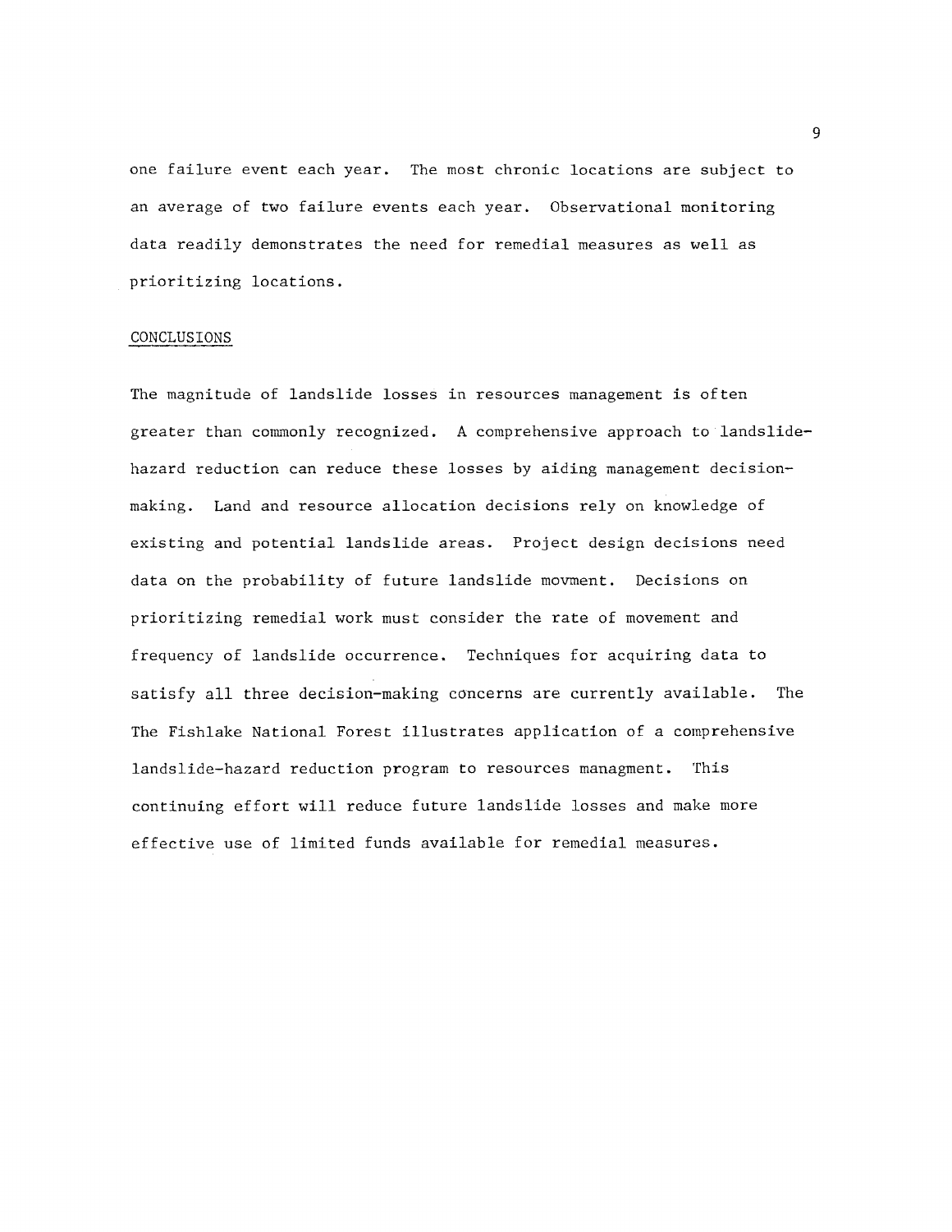one failure event each year. The most chronic locations are subject to an average of two failure events each year. Observational monitoring data readily demonstrates the need for remedial measures as well as prioritizing locations.

## CONCLUSIONS

The magnitude of landslide losses in resources management is often greater than commonly recognized. A comprehensive approach to landslide-hazard reduction can reduce these losses by aiding management decision-making. Land and resource allocation decisions rely on knowledge of existing and potential landslide areas. Project design decisions need data on the probability of future landslide movment. Decisions on prioritizing remedial work must consider the rate of movement and frequency of landslide occurrence. Techniques for acquiring data to satisfy all three decision-making concerns are currently available. The The Fishlake National Forest illustrates application of a comprehensive landslide-hazard reduction program to resources managment. This continuing effort will reduce future landslide losses and make more effective use of limited funds available for remedial measures.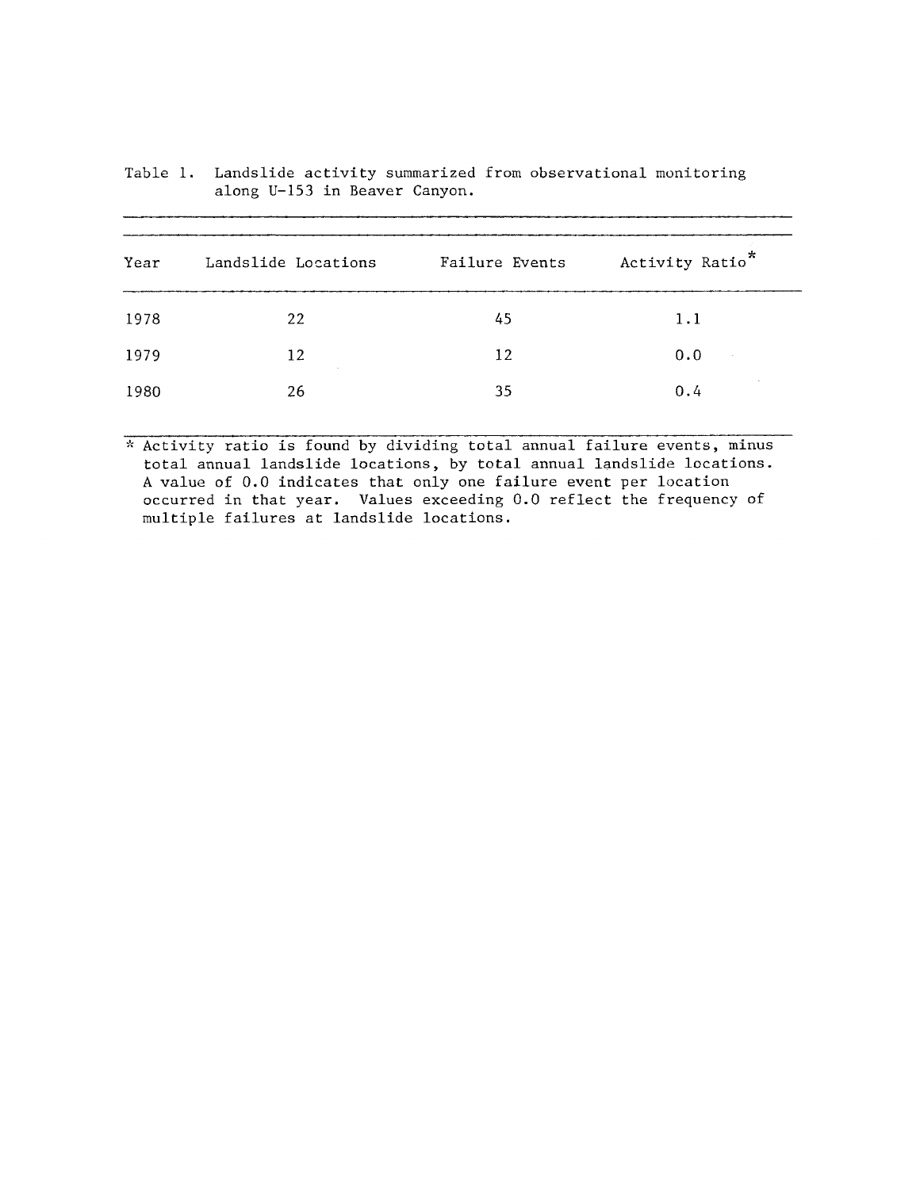Table 1. Landslide activity summarized from observational monitoring along U-153 in Beaver Canyon.

| Year | Landslide Locations | Failure Events | Activity Ratio* |
| --- | --- | --- | --- |
| 1978 | 22 | 45 | 1.1 |
| 1979 | 12 | 12 | 0.0 |
| 1980 | 26 | 35 | 0.4 |

\* Activity ratio is found by dividing total annual failure events, minus total annual landslide locations, by total annual landslide locations. A value of 0.0 indicates that only one failure event per location occurred in that year. Values exceeding 0.0 reflect the frequency of multiple failures at landslide locations.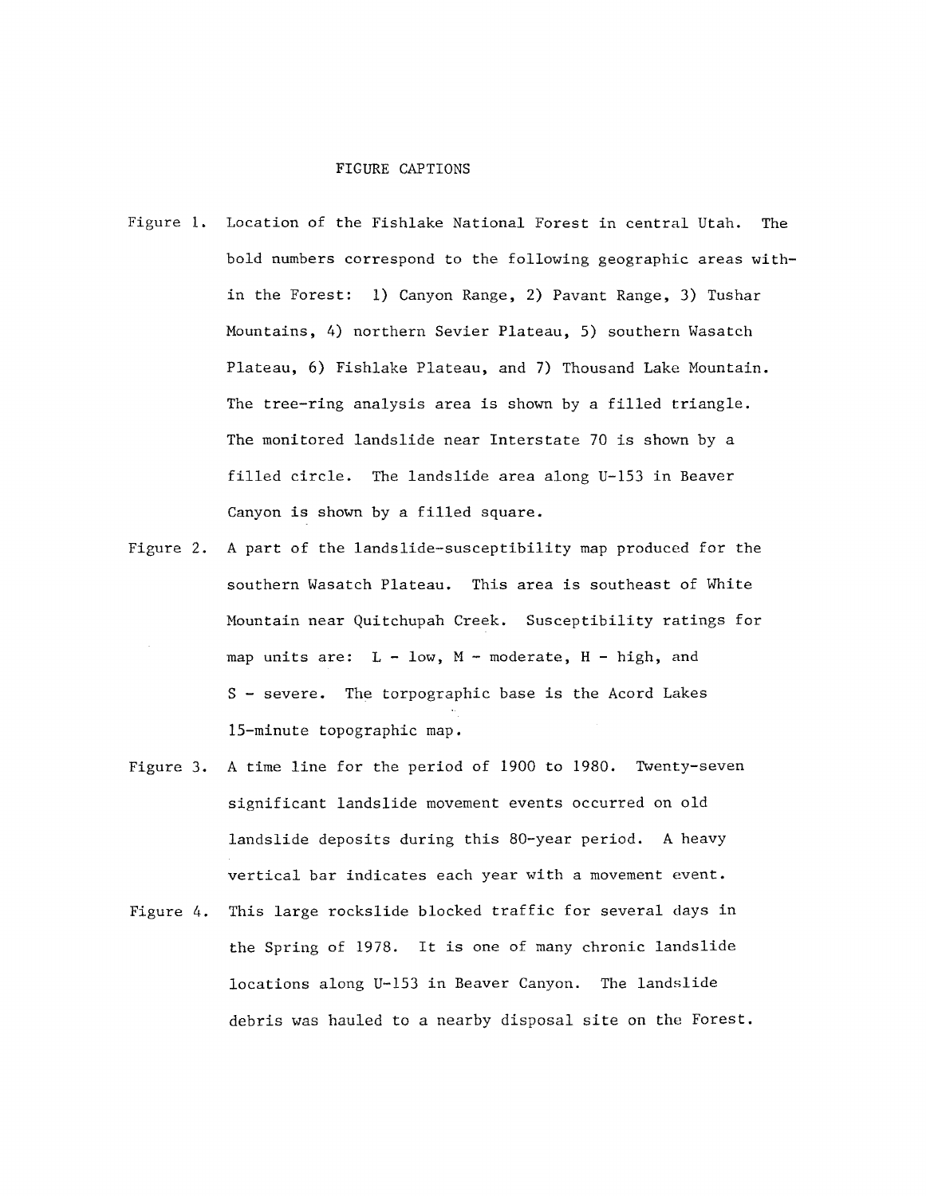# FIGURE CAPTIONS

Figure 1. Location of the Fishlake National Forest in central Utah. The bold numbers correspond to the following geographic areas within the Forest: 1) Canyon Range, 2) Pavant Range, 3) Tushar Mountains, 4) northern Sevier Plateau, 5) southern Wasatch Plateau, 6) Fishlake Plateau, and 7) Thousand Lake Mountain. The tree-ring analysis area is shown by a filled triangle. The monitored landslide near Interstate 70 is shown by a filled circle. The landslide area along U-153 in Beaver Canyon is shown by a filled square.

Figure 2. A part of the landslide-susceptibility map produced for the southern Wasatch Plateau. This area is southeast of White Mountain near Quitchupah Creek. Susceptibility ratings for map units are: L - low, M - moderate, H - high, and S - severe. The torpographic base is the Acord Lakes 15-minute topographic map.

Figure 3. A time line for the period of 1900 to 1980. Twenty-seven significant landslide movement events occurred on old landslide deposits during this 80-year period. A heavy vertical bar indicates each year with a movement event.

Figure 4. This large rockslide blocked traffic for several days in the Spring of 1978. It is one of many chronic landslide locations along U-153 in Beaver Canyon. The landslide debris was hauled to a nearby disposal site on the Forest.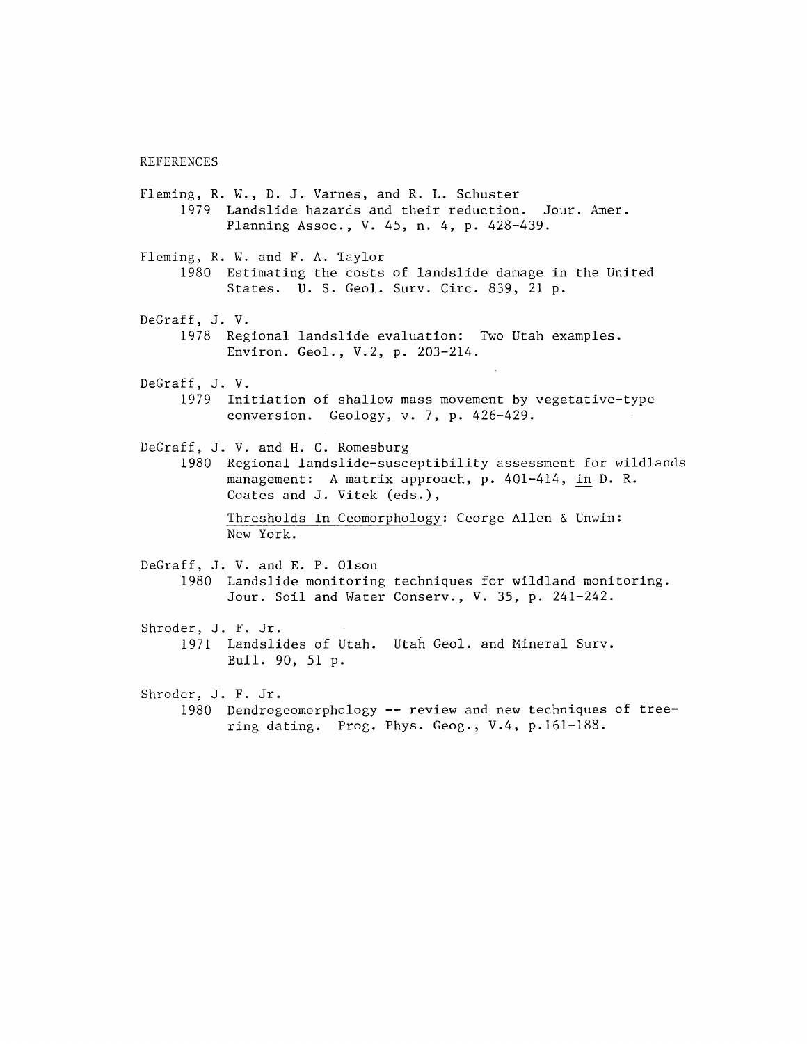# REFERENCES

Fleming, R. W., D. J. Varnes, and R. L. Schuster
1979 Landslide hazards and their reduction. Jour. Amer. Planning Assoc., V. 45, n. 4, p. 428-439.

Fleming, R. W. and F. A. Taylor
1980 Estimating the costs of landslide damage in the United States. U. S. Geol. Surv. Circ. 839, 21 p.

DeGraff, J. V.
1978 Regional landslide evaluation: Two Utah examples. Environ. Geol., V.2, p. 203-214.

DeGraff, J. V.
1979 Initiation of shallow mass movement by vegetative-type conversion. Geology, v. 7, p. 426-429.

DeGraff, J. V. and H. C. Romesburg
1980 Regional landslide-susceptibility assessment for wildlands management: A matrix approach, p. 401-414, in D. R. Coates and J. Vitek (eds.),

Thresholds In Geomorphology: George Allen & Unwin: New York.

DeGraff, J. V. and E. P. Olson
1980 Landslide monitoring techniques for wildland monitoring. Jour. Soil and Water Conserv., V. 35, p. 241-242.

Shroder, J. F. Jr.
1971 Landslides of Utah. Utah Geol. and Mineral Surv. Bull. 90, 51 p.

Shroder, J. F. Jr.
1980 Dendrogeomorphology -- review and new techniques of tree-ring dating. Prog. Phys. Geog., V.4, p.161-188.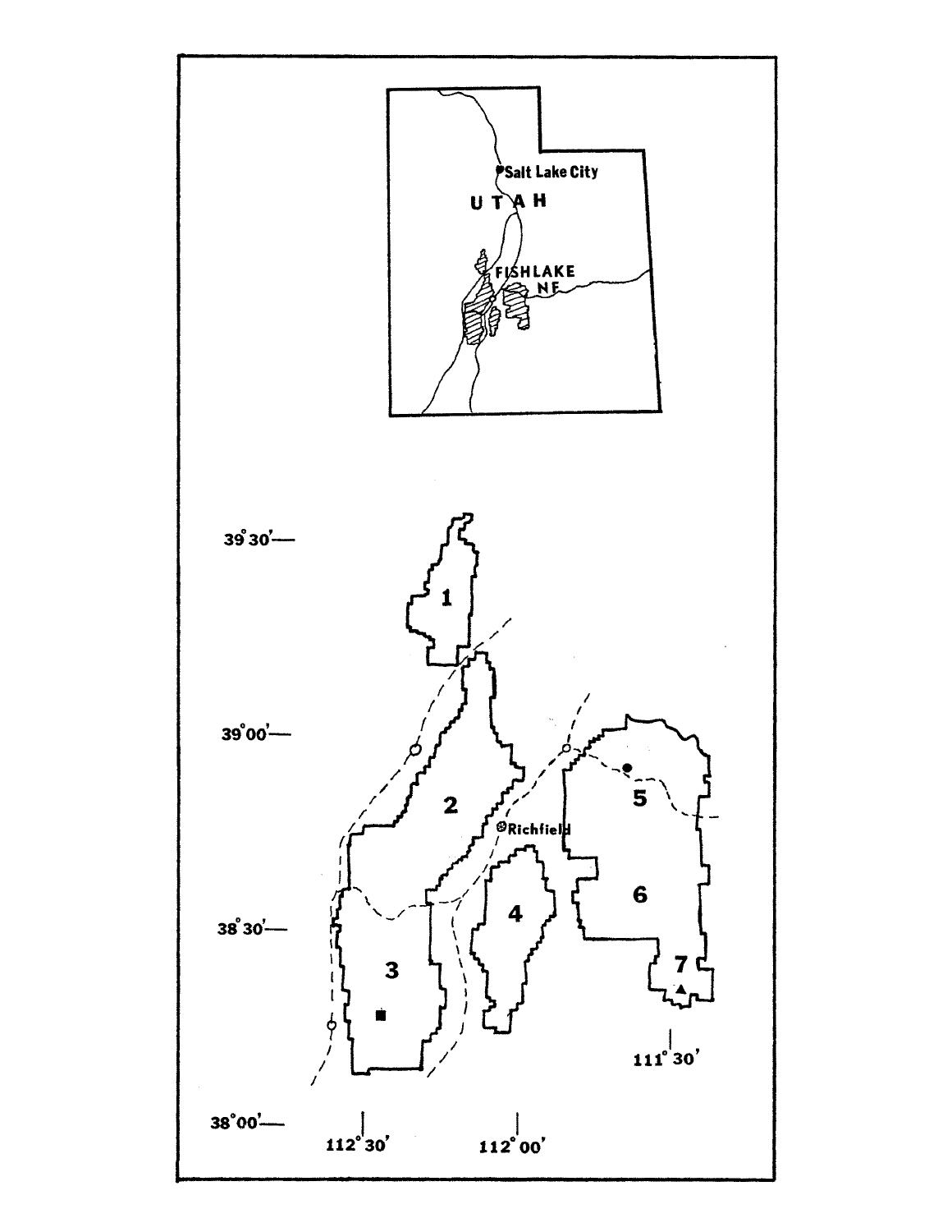Salt Lake City

UTAH

FISHLAKE NF

39°30'

39°00'

38°30'

38°00'

112°30'

112°00'

111°30'

1

2

3

4

5

6

7

Richfield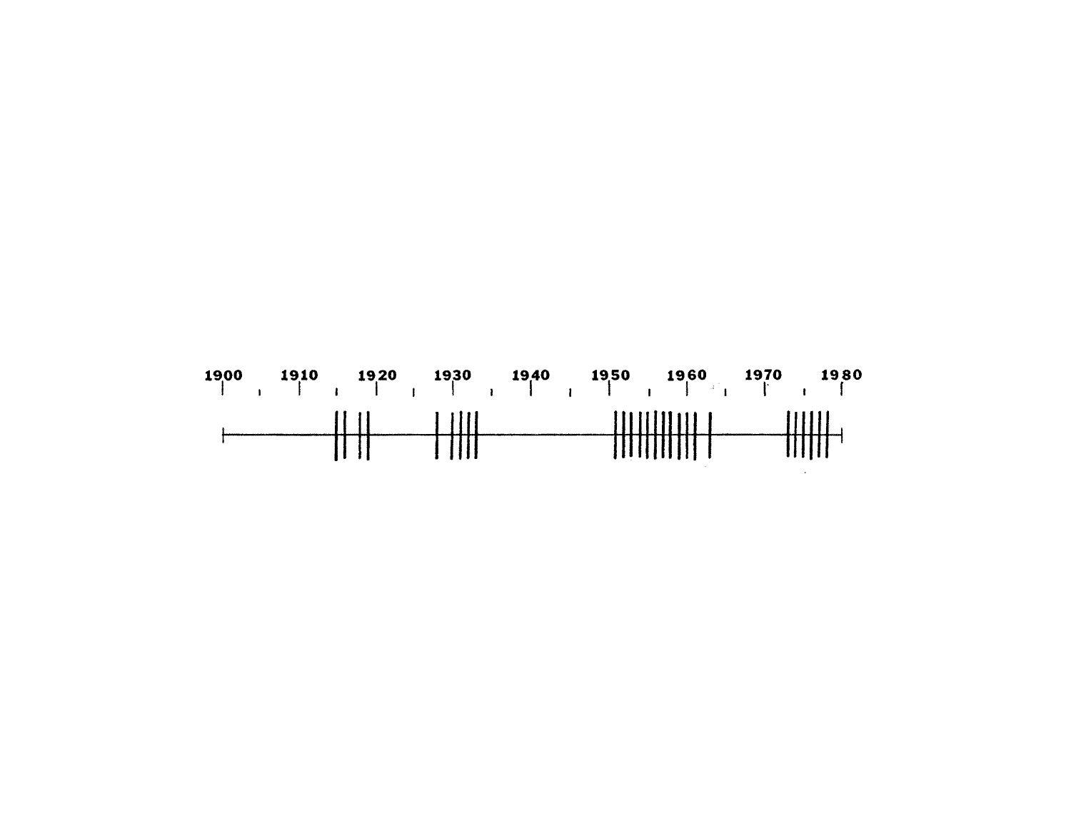1900 1910 1920 1930 1940 1950 1960 1970 1980